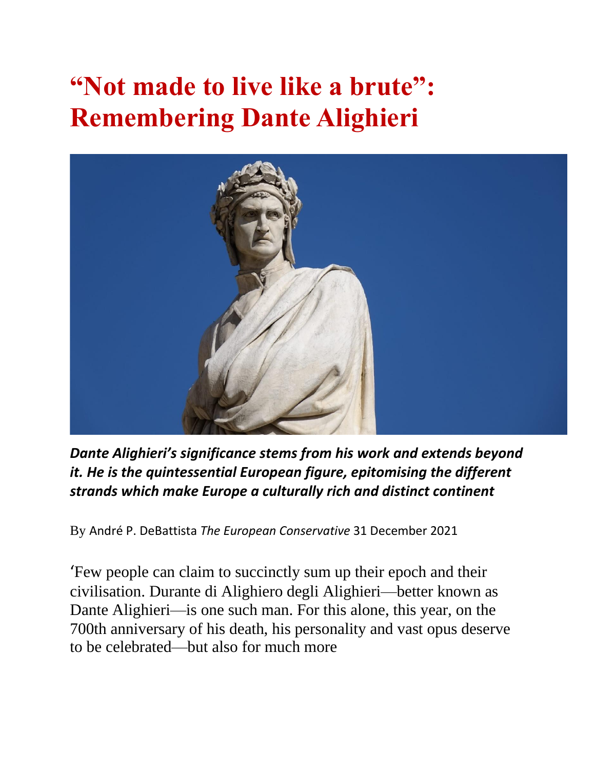# “Not made to live like a brute”: Remembering Dante Alighieri

***Dante Alighieri’s significance stems from his work and extends beyond it. He is the quintessential European figure, epitomising the different strands which make Europe a culturally rich and distinct continent***

By André P. DeBattista *The European Conservative* 31 December 2021

‘Few people can claim to succinctly sum up their epoch and their civilisation. Durante di Alighiero degli Alighieri—better known as Dante Alighieri—is one such man. For this alone, this year, on the 700th anniversary of his death, his personality and vast opus deserve to be celebrated—but also for much more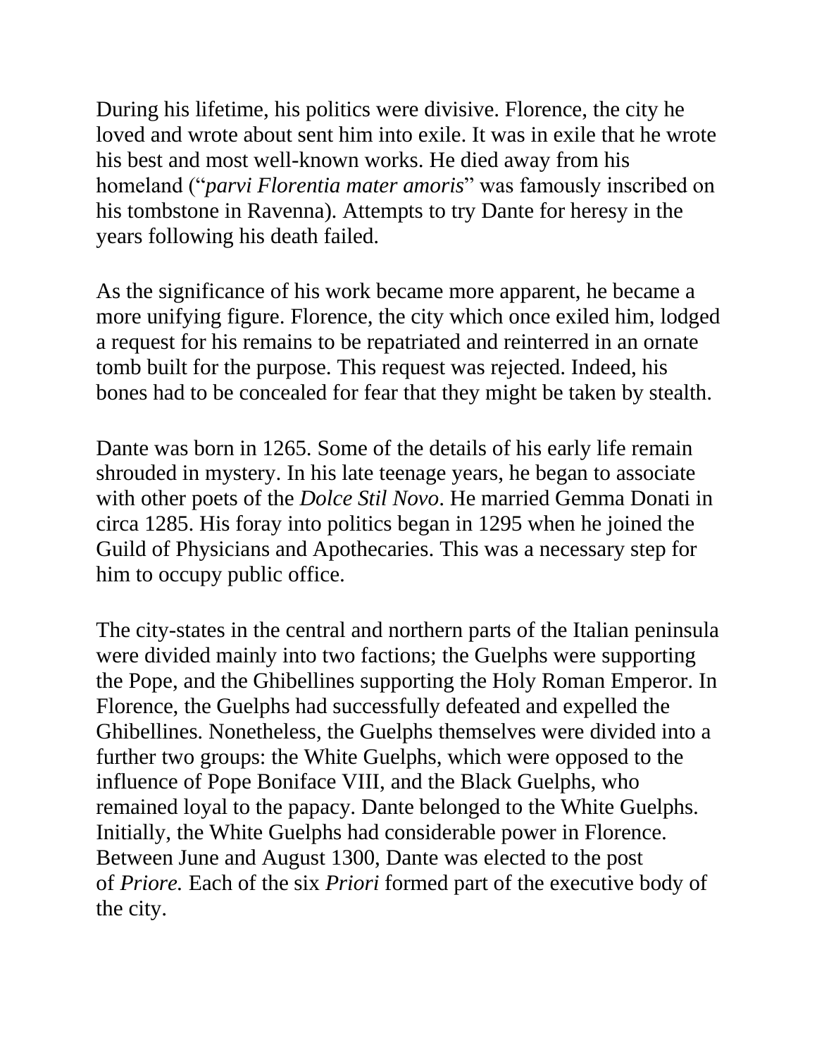During his lifetime, his politics were divisive. Florence, the city he loved and wrote about sent him into exile. It was in exile that he wrote his best and most well-known works. He died away from his homeland ("*parvi Florentia mater amoris*" was famously inscribed on his tombstone in Ravenna). Attempts to try Dante for heresy in the years following his death failed.

As the significance of his work became more apparent, he became a more unifying figure. Florence, the city which once exiled him, lodged a request for his remains to be repatriated and reinterred in an ornate tomb built for the purpose. This request was rejected. Indeed, his bones had to be concealed for fear that they might be taken by stealth.

Dante was born in 1265. Some of the details of his early life remain shrouded in mystery. In his late teenage years, he began to associate with other poets of the *Dolce Stil Novo*. He married Gemma Donati in circa 1285. His foray into politics began in 1295 when he joined the Guild of Physicians and Apothecaries. This was a necessary step for him to occupy public office.

The city-states in the central and northern parts of the Italian peninsula were divided mainly into two factions; the Guelphs were supporting the Pope, and the Ghibellines supporting the Holy Roman Emperor. In Florence, the Guelphs had successfully defeated and expelled the Ghibellines. Nonetheless, the Guelphs themselves were divided into a further two groups: the White Guelphs, which were opposed to the influence of Pope Boniface VIII, and the Black Guelphs, who remained loyal to the papacy. Dante belonged to the White Guelphs. Initially, the White Guelphs had considerable power in Florence. Between June and August 1300, Dante was elected to the post of *Priore.* Each of the six *Priori* formed part of the executive body of the city.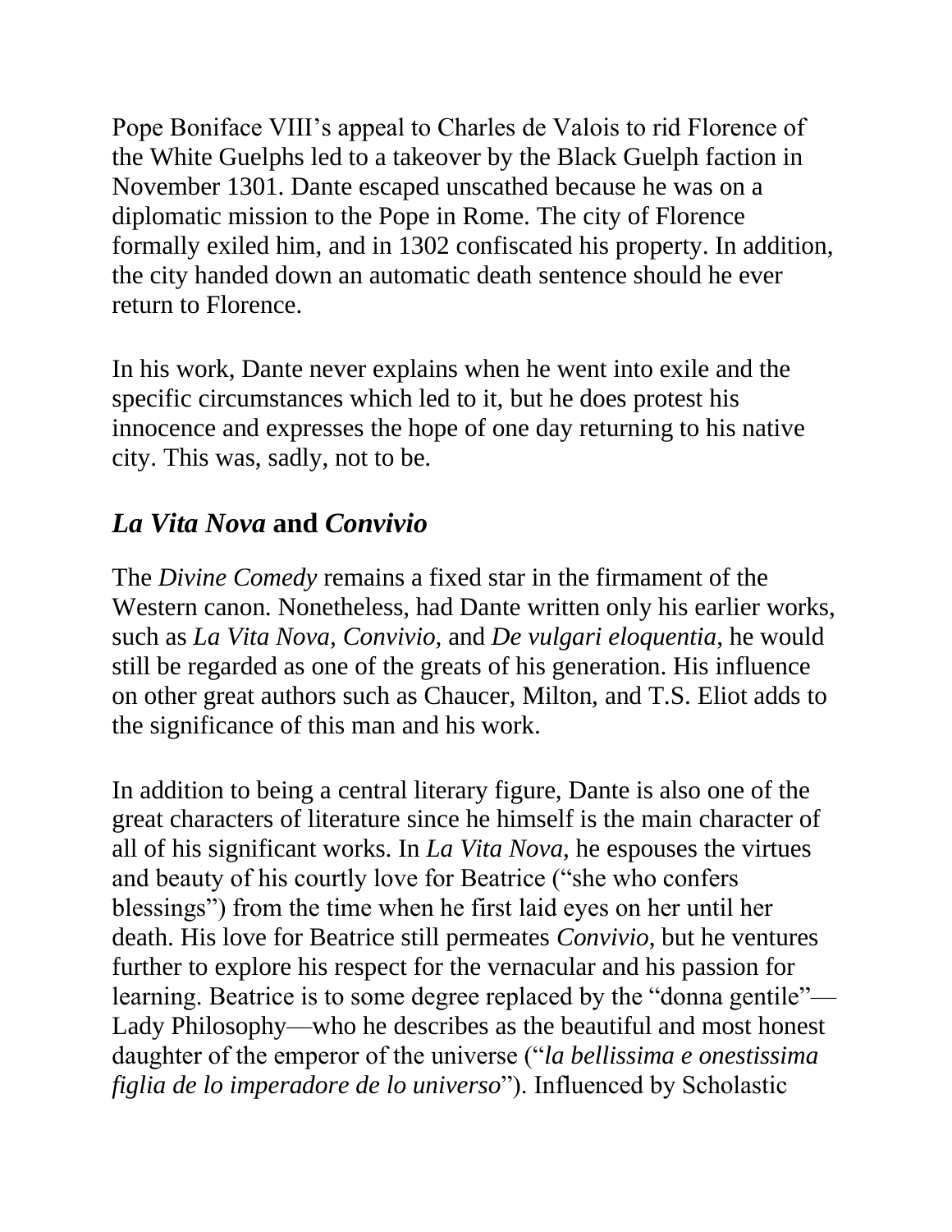Pope Boniface VIII's appeal to Charles de Valois to rid Florence of the White Guelphs led to a takeover by the Black Guelph faction in November 1301. Dante escaped unscathed because he was on a diplomatic mission to the Pope in Rome. The city of Florence formally exiled him, and in 1302 confiscated his property. In addition, the city handed down an automatic death sentence should he ever return to Florence.

In his work, Dante never explains when he went into exile and the specific circumstances which led to it, but he does protest his innocence and expresses the hope of one day returning to his native city. This was, sadly, not to be.

## *La Vita Nova* and *Convivio*

The *Divine Comedy* remains a fixed star in the firmament of the Western canon. Nonetheless, had Dante written only his earlier works, such as *La Vita Nova, Convivio,* and *De vulgari eloquentia,* he would still be regarded as one of the greats of his generation. His influence on other great authors such as Chaucer, Milton, and T.S. Eliot adds to the significance of this man and his work.

In addition to being a central literary figure, Dante is also one of the great characters of literature since he himself is the main character of all of his significant works. In *La Vita Nova,* he espouses the virtues and beauty of his courtly love for Beatrice ("she who confers blessings") from the time when he first laid eyes on her until her death. His love for Beatrice still permeates *Convivio,* but he ventures further to explore his respect for the vernacular and his passion for learning. Beatrice is to some degree replaced by the "donna gentile"—Lady Philosophy—who he describes as the beautiful and most honest daughter of the emperor of the universe ("*la bellissima e onestissima figlia de lo imperadore de lo universo*"). Influenced by Scholastic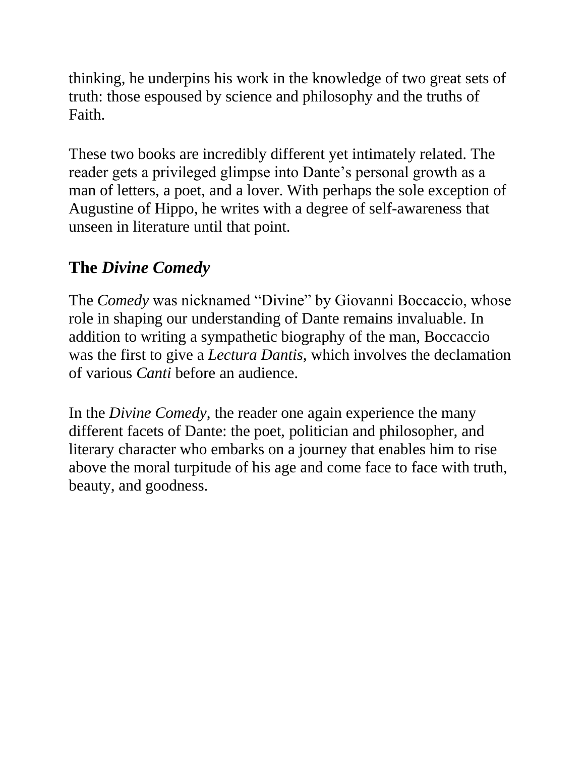thinking, he underpins his work in the knowledge of two great sets of truth: those espoused by science and philosophy and the truths of Faith.

These two books are incredibly different yet intimately related. The reader gets a privileged glimpse into Dante's personal growth as a man of letters, a poet, and a lover. With perhaps the sole exception of Augustine of Hippo, he writes with a degree of self-awareness that unseen in literature until that point.

## The *Divine Comedy*

The *Comedy* was nicknamed "Divine" by Giovanni Boccaccio, whose role in shaping our understanding of Dante remains invaluable. In addition to writing a sympathetic biography of the man, Boccaccio was the first to give a *Lectura Dantis*, which involves the declamation of various *Canti* before an audience.

In the *Divine Comedy*, the reader one again experience the many different facets of Dante: the poet, politician and philosopher, and literary character who embarks on a journey that enables him to rise above the moral turpitude of his age and come face to face with truth, beauty, and goodness.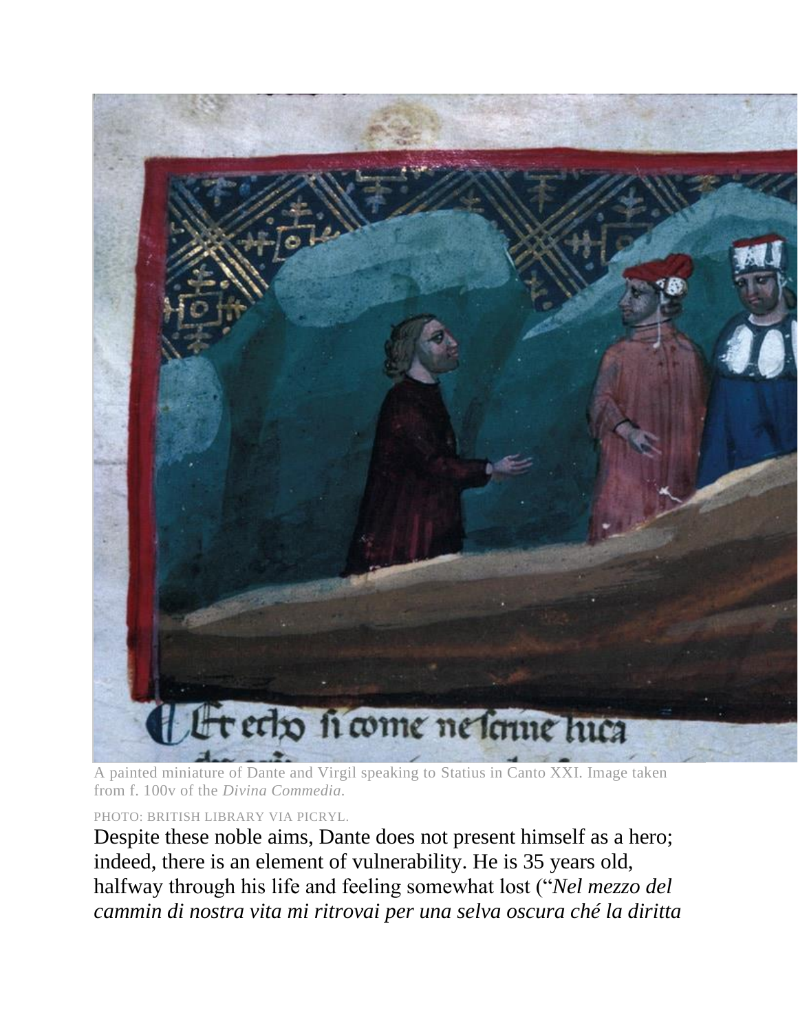A painted miniature of Dante and Virgil speaking to Statius in Canto XXI. Image taken from f. 100v of the *Divina Commedia*.

PHOTO: BRITISH LIBRARY VIA PICRYL.

Despite these noble aims, Dante does not present himself as a hero; indeed, there is an element of vulnerability. He is 35 years old, halfway through his life and feeling somewhat lost ("*Nel mezzo del cammin di nostra vita mi ritrovai per una selva oscura ché la diritta*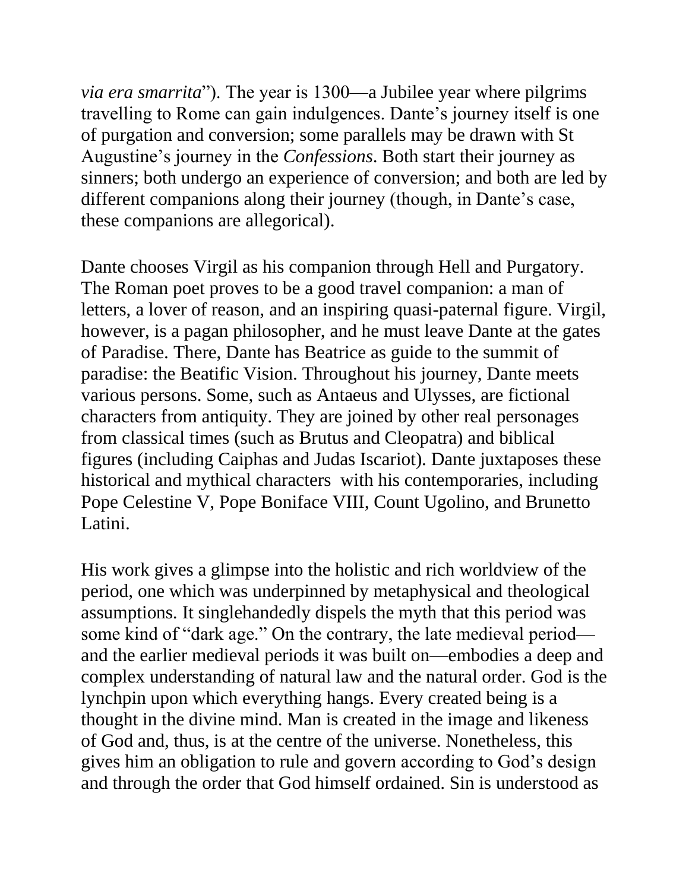*via era smarrita*"). The year is 1300—a Jubilee year where pilgrims travelling to Rome can gain indulgences. Dante's journey itself is one of purgation and conversion; some parallels may be drawn with St Augustine's journey in the *Confessions*. Both start their journey as sinners; both undergo an experience of conversion; and both are led by different companions along their journey (though, in Dante's case, these companions are allegorical).

Dante chooses Virgil as his companion through Hell and Purgatory. The Roman poet proves to be a good travel companion: a man of letters, a lover of reason, and an inspiring quasi-paternal figure. Virgil, however, is a pagan philosopher, and he must leave Dante at the gates of Paradise. There, Dante has Beatrice as guide to the summit of paradise: the Beatific Vision. Throughout his journey, Dante meets various persons. Some, such as Antaeus and Ulysses, are fictional characters from antiquity. They are joined by other real personages from classical times (such as Brutus and Cleopatra) and biblical figures (including Caiphas and Judas Iscariot). Dante juxtaposes these historical and mythical characters with his contemporaries, including Pope Celestine V, Pope Boniface VIII, Count Ugolino, and Brunetto Latini.

His work gives a glimpse into the holistic and rich worldview of the period, one which was underpinned by metaphysical and theological assumptions. It singlehandedly dispels the myth that this period was some kind of "dark age." On the contrary, the late medieval period—and the earlier medieval periods it was built on—embodies a deep and complex understanding of natural law and the natural order. God is the lynchpin upon which everything hangs. Every created being is a thought in the divine mind. Man is created in the image and likeness of God and, thus, is at the centre of the universe. Nonetheless, this gives him an obligation to rule and govern according to God's design and through the order that God himself ordained. Sin is understood as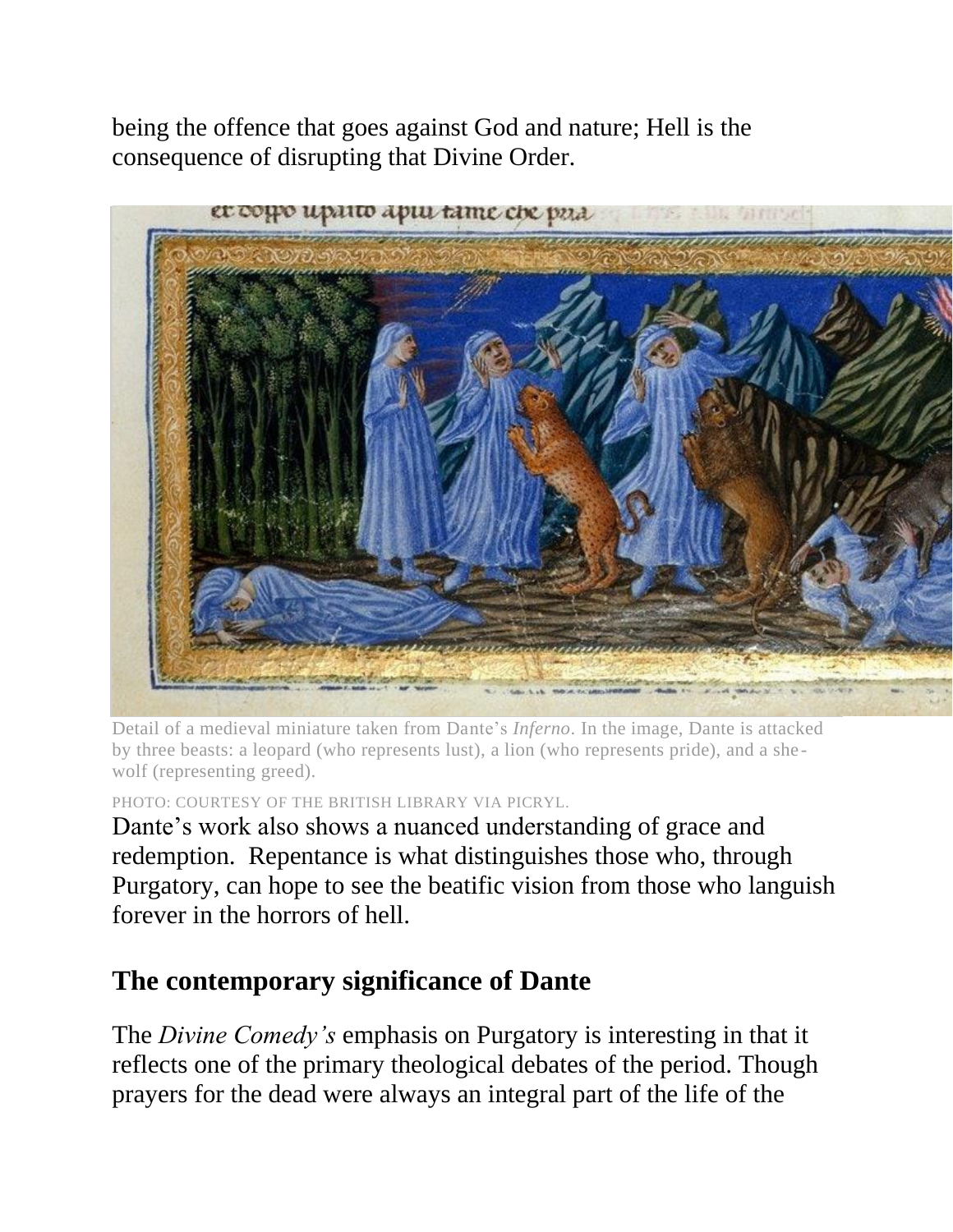being the offence that goes against God and nature; Hell is the consequence of disrupting that Divine Order.

Detail of a medieval miniature taken from Dante's *Inferno*. In the image, Dante is attacked by three beasts: a leopard (who represents lust), a lion (who represents pride), and a she-wolf (representing greed).

PHOTO: COURTESY OF THE BRITISH LIBRARY VIA PICRYL.

Dante's work also shows a nuanced understanding of grace and redemption. Repentance is what distinguishes those who, through Purgatory, can hope to see the beatific vision from those who languish forever in the horrors of hell.

## The contemporary significance of Dante

The *Divine Comedy's* emphasis on Purgatory is interesting in that it reflects one of the primary theological debates of the period. Though prayers for the dead were always an integral part of the life of the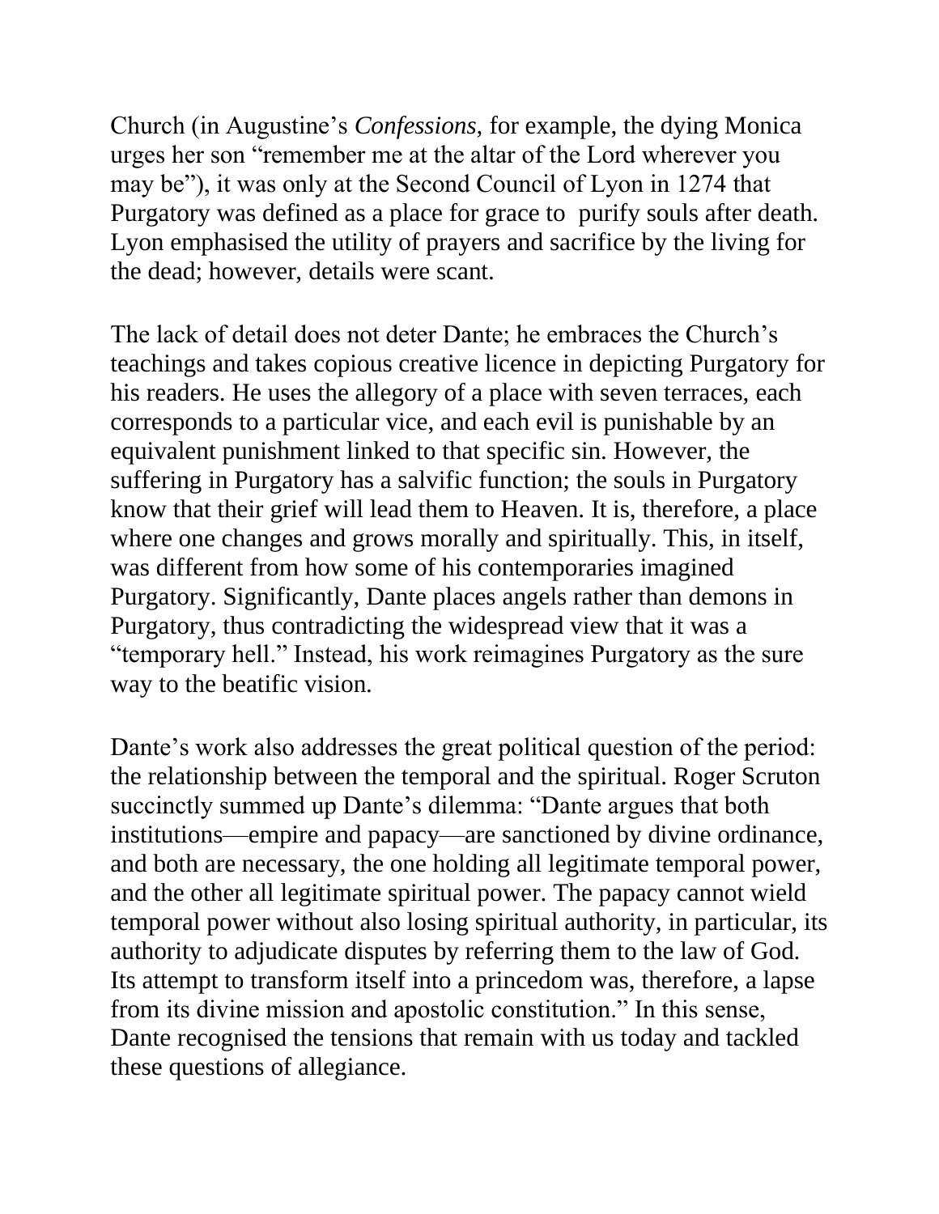Church (in Augustine's *Confessions*, for example, the dying Monica urges her son "remember me at the altar of the Lord wherever you may be"), it was only at the Second Council of Lyon in 1274 that Purgatory was defined as a place for grace to purify souls after death. Lyon emphasised the utility of prayers and sacrifice by the living for the dead; however, details were scant.

The lack of detail does not deter Dante; he embraces the Church's teachings and takes copious creative licence in depicting Purgatory for his readers. He uses the allegory of a place with seven terraces, each corresponds to a particular vice, and each evil is punishable by an equivalent punishment linked to that specific sin. However, the suffering in Purgatory has a salvific function; the souls in Purgatory know that their grief will lead them to Heaven. It is, therefore, a place where one changes and grows morally and spiritually. This, in itself, was different from how some of his contemporaries imagined Purgatory. Significantly, Dante places angels rather than demons in Purgatory, thus contradicting the widespread view that it was a "temporary hell." Instead, his work reimagines Purgatory as the sure way to the beatific vision.

Dante's work also addresses the great political question of the period: the relationship between the temporal and the spiritual. Roger Scruton succinctly summed up Dante's dilemma: "Dante argues that both institutions—empire and papacy—are sanctioned by divine ordinance, and both are necessary, the one holding all legitimate temporal power, and the other all legitimate spiritual power. The papacy cannot wield temporal power without also losing spiritual authority, in particular, its authority to adjudicate disputes by referring them to the law of God. Its attempt to transform itself into a princedom was, therefore, a lapse from its divine mission and apostolic constitution." In this sense, Dante recognised the tensions that remain with us today and tackled these questions of allegiance.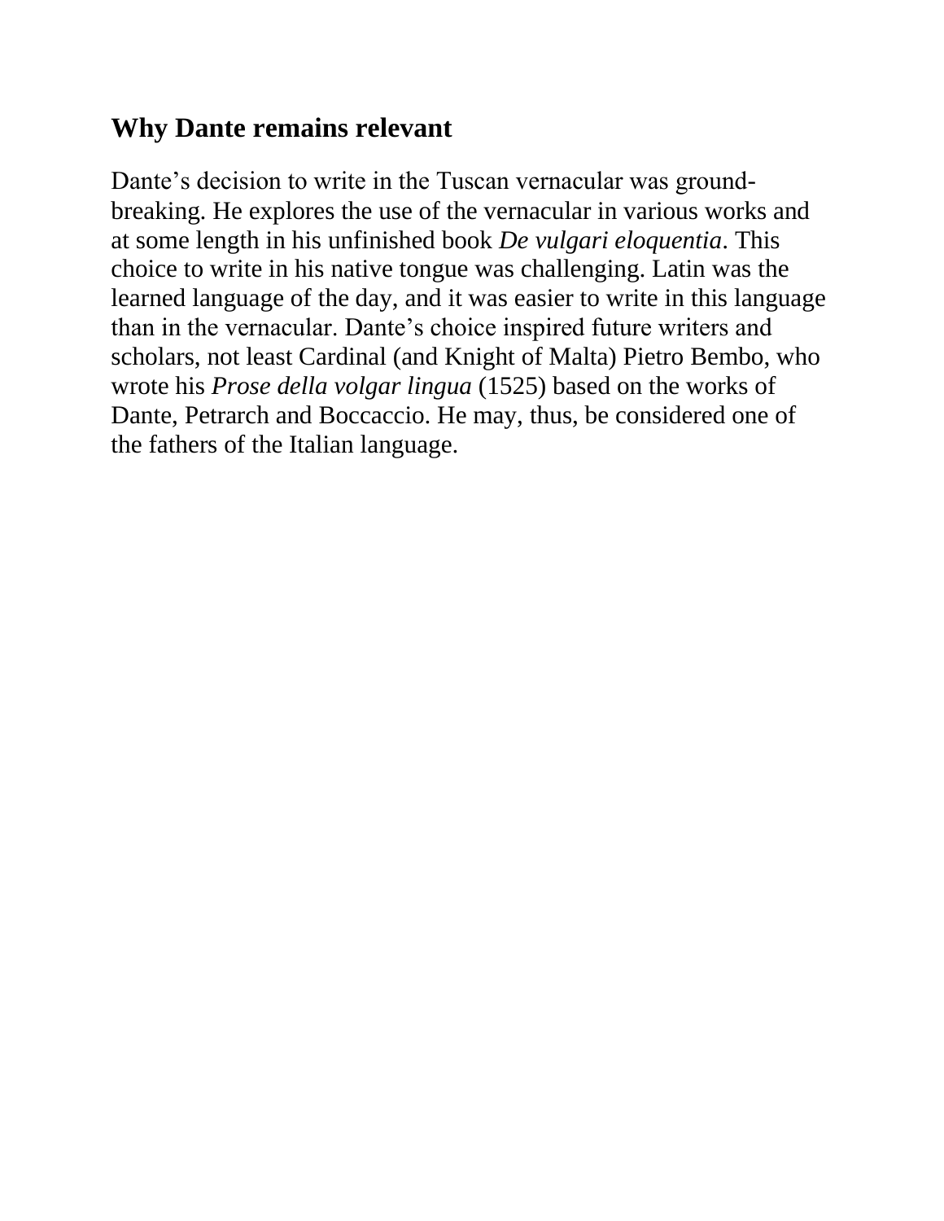## Why Dante remains relevant

Dante's decision to write in the Tuscan vernacular was ground-breaking. He explores the use of the vernacular in various works and at some length in his unfinished book *De vulgari eloquentia*. This choice to write in his native tongue was challenging. Latin was the learned language of the day, and it was easier to write in this language than in the vernacular. Dante's choice inspired future writers and scholars, not least Cardinal (and Knight of Malta) Pietro Bembo, who wrote his *Prose della volgar lingua* (1525) based on the works of Dante, Petrarch and Boccaccio. He may, thus, be considered one of the fathers of the Italian language.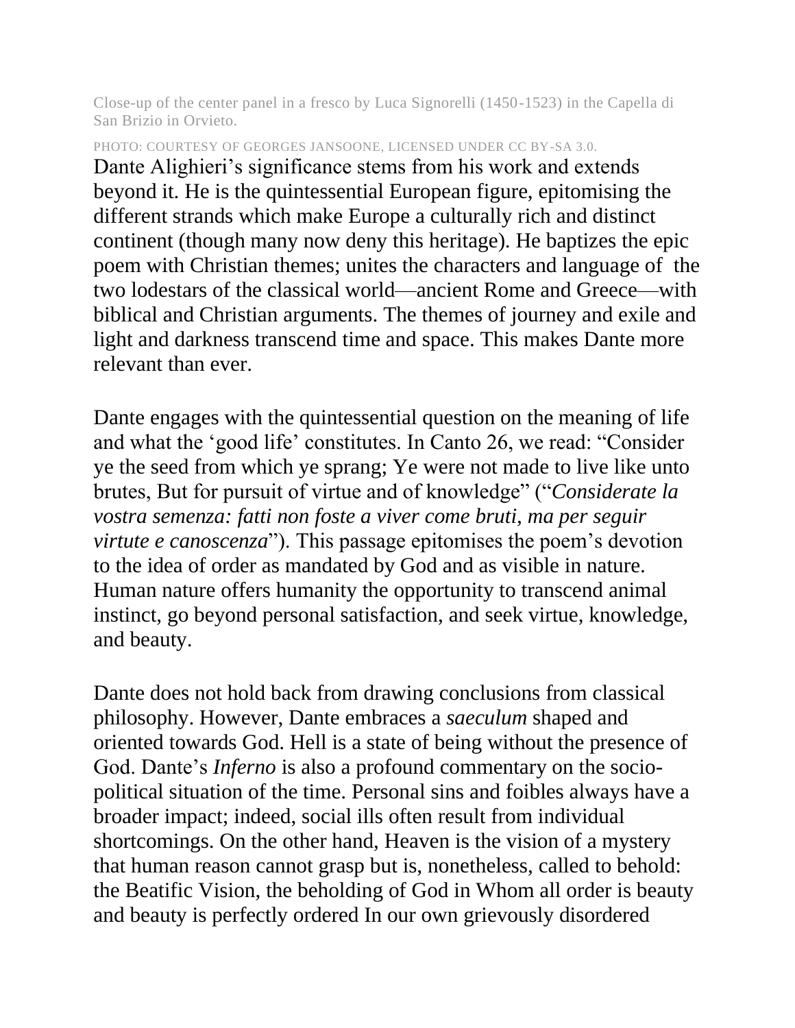Close-up of the center panel in a fresco by Luca Signorelli (1450-1523) in the Capella di San Brizio in Orvieto.

PHOTO: COURTESY OF GEORGES JANSOONE, LICENSED UNDER CC BY-SA 3.0.

Dante Alighieri's significance stems from his work and extends beyond it. He is the quintessential European figure, epitomising the different strands which make Europe a culturally rich and distinct continent (though many now deny this heritage). He baptizes the epic poem with Christian themes; unites the characters and language of the two lodestars of the classical world—ancient Rome and Greece—with biblical and Christian arguments. The themes of journey and exile and light and darkness transcend time and space. This makes Dante more relevant than ever.

Dante engages with the quintessential question on the meaning of life and what the 'good life' constitutes. In Canto 26, we read: "Consider ye the seed from which ye sprang; Ye were not made to live like unto brutes, But for pursuit of virtue and of knowledge" ("*Considerate la vostra semenza: fatti non foste a viver come bruti, ma per seguir virtute e canoscenza*"). This passage epitomises the poem's devotion to the idea of order as mandated by God and as visible in nature. Human nature offers humanity the opportunity to transcend animal instinct, go beyond personal satisfaction, and seek virtue, knowledge, and beauty.

Dante does not hold back from drawing conclusions from classical philosophy. However, Dante embraces a *saeculum* shaped and oriented towards God. Hell is a state of being without the presence of God. Dante's *Inferno* is also a profound commentary on the socio-political situation of the time. Personal sins and foibles always have a broader impact; indeed, social ills often result from individual shortcomings. On the other hand, Heaven is the vision of a mystery that human reason cannot grasp but is, nonetheless, called to behold: the Beatific Vision, the beholding of God in Whom all order is beauty and beauty is perfectly ordered In our own grievously disordered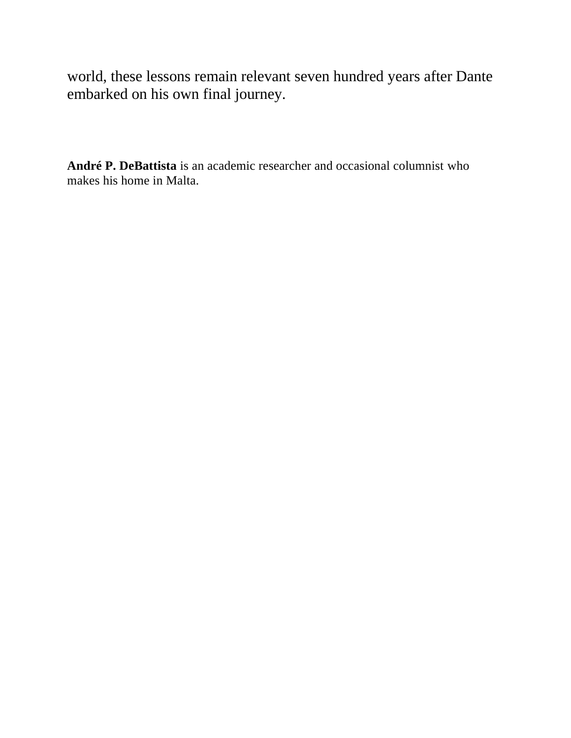world, these lessons remain relevant seven hundred years after Dante embarked on his own final journey.

**André P. DeBattista** is an academic researcher and occasional columnist who makes his home in Malta.